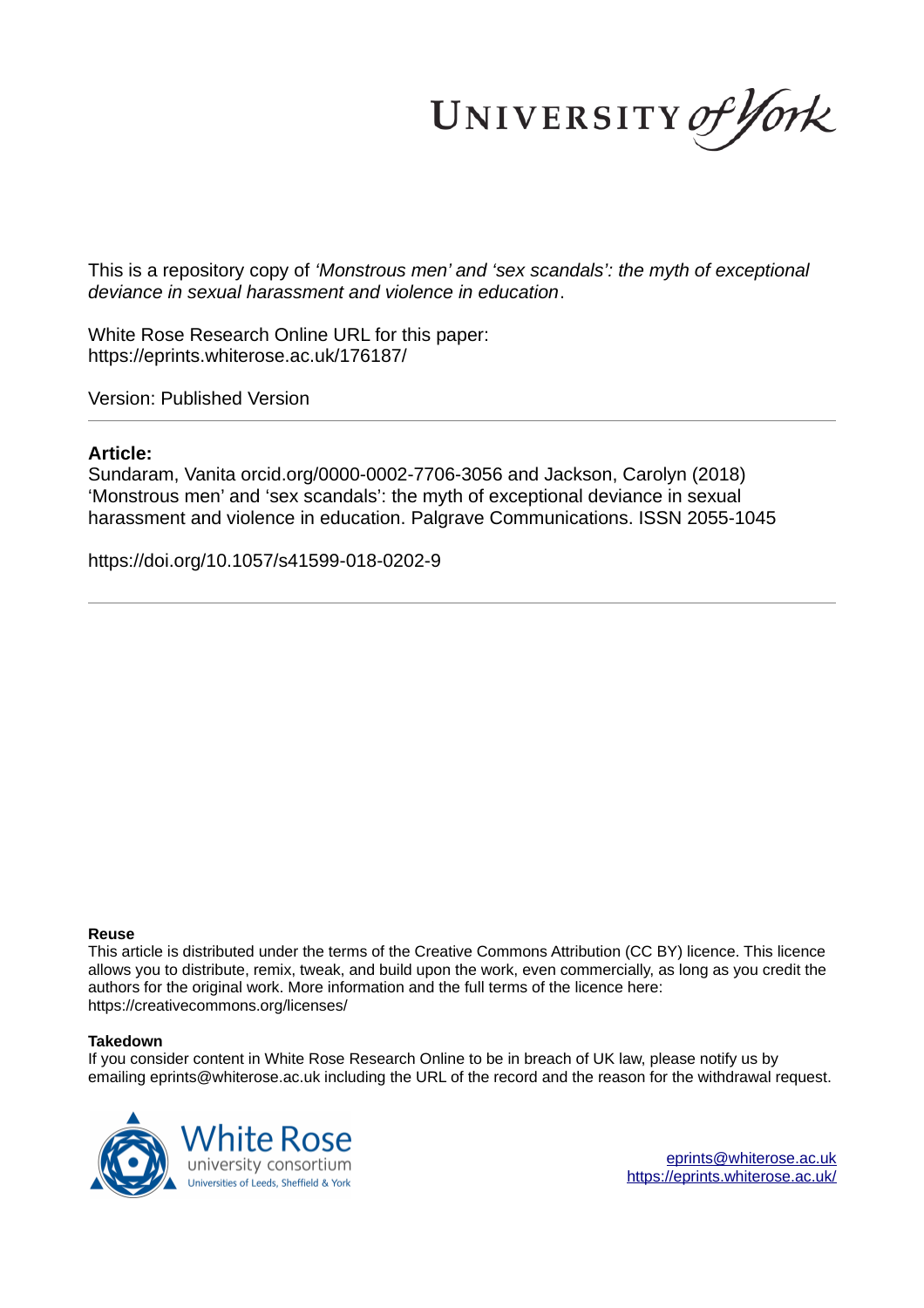UNIVERSITY *of York*

This is a repository copy of *'Monstrous men' and 'sex scandals': the myth of exceptional deviance in sexual harassment and violence in education*.

White Rose Research Online URL for this paper:
https://eprints.whiterose.ac.uk/176187/

Version: Published Version

**Article:**

Sundaram, Vanita orcid.org/0000-0002-7706-3056 and Jackson, Carolyn (2018) 'Monstrous men' and 'sex scandals': the myth of exceptional deviance in sexual harassment and violence in education. Palgrave Communications. ISSN 2055-1045

https://doi.org/10.1057/s41599-018-0202-9

**Reuse**

This article is distributed under the terms of the Creative Commons Attribution (CC BY) licence. This licence allows you to distribute, remix, tweak, and build upon the work, even commercially, as long as you credit the authors for the original work. More information and the full terms of the licence here: https://creativecommons.org/licenses/

**Takedown**

If you consider content in White Rose Research Online to be in breach of UK law, please notify us by emailing eprints@whiterose.ac.uk including the URL of the record and the reason for the withdrawal request.

White Rose university consortium
Universities of Leeds, Sheffield & York

eprints@whiterose.ac.uk
https://eprints.whiterose.ac.uk/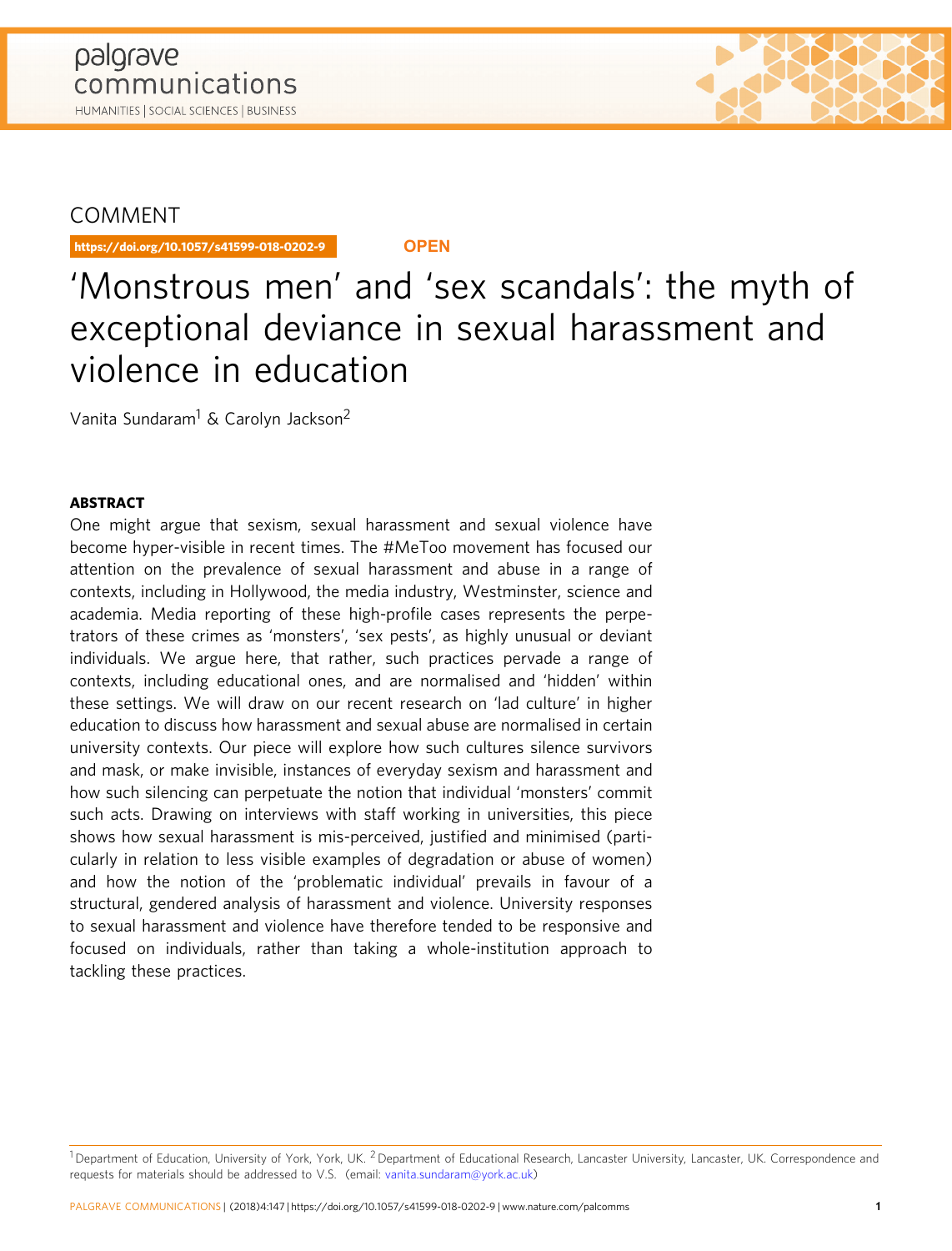COMMENT

https://doi.org/10.1057/s41599-018-0202-9

OPEN

# 'Monstrous men' and 'sex scandals': the myth of exceptional deviance in sexual harassment and violence in education

Vanita Sundaram[1] & Carolyn Jackson[2]

**ABSTRACT**

One might argue that sexism, sexual harassment and sexual violence have become hyper-visible in recent times. The #MeToo movement has focused our attention on the prevalence of sexual harassment and abuse in a range of contexts, including in Hollywood, the media industry, Westminster, science and academia. Media reporting of these high-profile cases represents the perpetrators of these crimes as 'monsters', 'sex pests', as highly unusual or deviant individuals. We argue here, that rather, such practices pervade a range of contexts, including educational ones, and are normalised and 'hidden' within these settings. We will draw on our recent research on 'lad culture' in higher education to discuss how harassment and sexual abuse are normalised in certain university contexts. Our piece will explore how such cultures silence survivors and mask, or make invisible, instances of everyday sexism and harassment and how such silencing can perpetuate the notion that individual 'monsters' commit such acts. Drawing on interviews with staff working in universities, this piece shows how sexual harassment is mis-perceived, justified and minimised (particularly in relation to less visible examples of degradation or abuse of women) and how the notion of the 'problematic individual' prevails in favour of a structural, gendered analysis of harassment and violence. University responses to sexual harassment and violence have therefore tended to be responsive and focused on individuals, rather than taking a whole-institution approach to tackling these practices.

[1] Department of Education, University of York, York, UK. [2] Department of Educational Research, Lancaster University, Lancaster, UK. Correspondence and requests for materials should be addressed to V.S. (email: vanita.sundaram@york.ac.uk)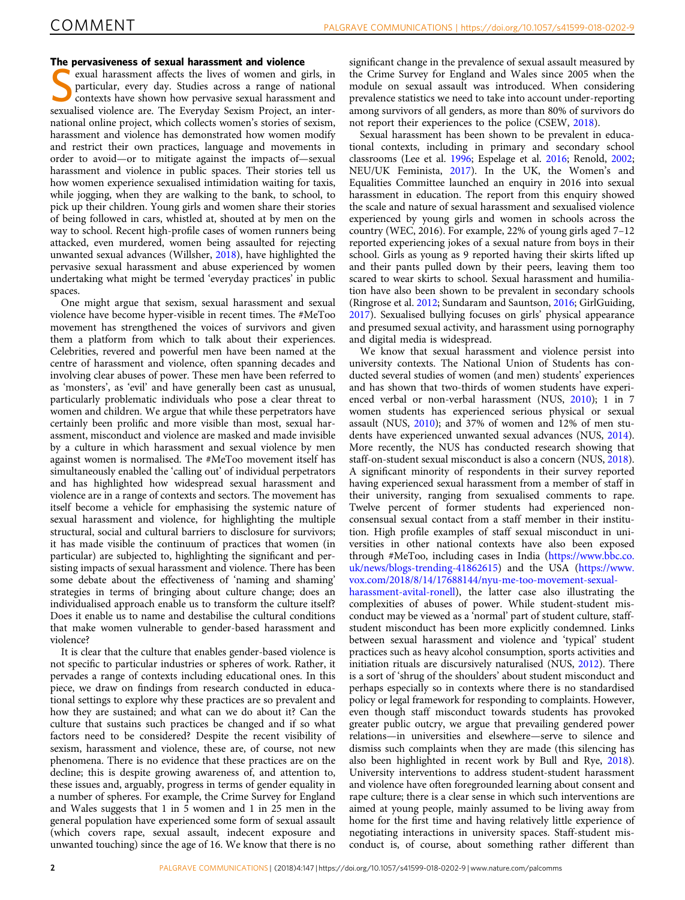### The pervasiveness of sexual harassment and violence

Sexual harassment affects the lives of women and girls, in particular, every day. Studies across a range of national contexts have shown how pervasive sexual harassment and sexualised violence are. The Everyday Sexism Project, an international online project, which collects women's stories of sexism, harassment and violence has demonstrated how women modify and restrict their own practices, language and movements in order to avoid—or to mitigate against the impacts of—sexual harassment and violence in public spaces. Their stories tell us how women experience sexualised intimidation waiting for taxis, while jogging, when they are walking to the bank, to school, to pick up their children. Young girls and women share their stories of being followed in cars, whistled at, shouted at by men on the way to school. Recent high-profile cases of women runners being attacked, even murdered, women being assaulted for rejecting unwanted sexual advances (Willsher, 2018), have highlighted the pervasive sexual harassment and abuse experienced by women undertaking what might be termed 'everyday practices' in public spaces.

One might argue that sexism, sexual harassment and sexual violence have become hyper-visible in recent times. The #MeToo movement has strengthened the voices of survivors and given them a platform from which to talk about their experiences. Celebrities, revered and powerful men have been named at the centre of harassment and violence, often spanning decades and involving clear abuses of power. These men have been referred to as 'monsters', as 'evil' and have generally been cast as unusual, particularly problematic individuals who pose a clear threat to women and children. We argue that while these perpetrators have certainly been prolific and more visible than most, sexual harassment, misconduct and violence are masked and made invisible by a culture in which harassment and sexual violence by men against women is normalised. The #MeToo movement itself has simultaneously enabled the 'calling out' of individual perpetrators and has highlighted how widespread sexual harassment and violence are in a range of contexts and sectors. The movement has itself become a vehicle for emphasising the systemic nature of sexual harassment and violence, for highlighting the multiple structural, social and cultural barriers to disclosure for survivors; it has made visible the continuum of practices that women (in particular) are subjected to, highlighting the significant and persisting impacts of sexual harassment and violence. There has been some debate about the effectiveness of 'naming and shaming' strategies in terms of bringing about culture change; does an individualised approach enable us to transform the culture itself? Does it enable us to name and destabilise the cultural conditions that make women vulnerable to gender-based harassment and violence?

It is clear that the culture that enables gender-based violence is not specific to particular industries or spheres of work. Rather, it pervades a range of contexts including educational ones. In this piece, we draw on findings from research conducted in educational settings to explore why these practices are so prevalent and how they are sustained; and what can we do about it? Can the culture that sustains such practices be changed and if so what factors need to be considered? Despite the recent visibility of sexism, harassment and violence, these are, of course, not new phenomena. There is no evidence that these practices are on the decline; this is despite growing awareness of, and attention to, these issues and, arguably, progress in terms of gender equality in a number of spheres. For example, the Crime Survey for England and Wales suggests that 1 in 5 women and 1 in 25 men in the general population have experienced some form of sexual assault (which covers rape, sexual assault, indecent exposure and unwanted touching) since the age of 16. We know that there is no significant change in the prevalence of sexual assault measured by the Crime Survey for England and Wales since 2005 when the module on sexual assault was introduced. When considering prevalence statistics we need to take into account under-reporting among survivors of all genders, as more than 80% of survivors do not report their experiences to the police (CSEW, 2018).

Sexual harassment has been shown to be prevalent in educational contexts, including in primary and secondary school classrooms (Lee et al. 1996; Espelage et al. 2016; Renold, 2002; NEU/UK Feminista, 2017). In the UK, the Women's and Equalities Committee launched an enquiry in 2016 into sexual harassment in education. The report from this enquiry showed the scale and nature of sexual harassment and sexualised violence experienced by young girls and women in schools across the country (WEC, 2016). For example, 22% of young girls aged 7–12 reported experiencing jokes of a sexual nature from boys in their school. Girls as young as 9 reported having their skirts lifted up and their pants pulled down by their peers, leaving them too scared to wear skirts to school. Sexual harassment and humiliation have also been shown to be prevalent in secondary schools (Ringrose et al. 2012; Sundaram and Sauntson, 2016; GirlGuiding, 2017). Sexualised bullying focuses on girls' physical appearance and presumed sexual activity, and harassment using pornography and digital media is widespread.

We know that sexual harassment and violence persist into university contexts. The National Union of Students has conducted several studies of women (and men) students' experiences and has shown that two-thirds of women students have experienced verbal or non-verbal harassment (NUS, 2010); 1 in 7 women students has experienced serious physical or sexual assault (NUS, 2010); and 37% of women and 12% of men students have experienced unwanted sexual advances (NUS, 2014). More recently, the NUS has conducted research showing that staff-on-student sexual misconduct is also a concern (NUS, 2018). A significant minority of respondents in their survey reported having experienced sexual harassment from a member of staff in their university, ranging from sexualised comments to rape. Twelve percent of former students had experienced non-consensual sexual contact from a staff member in their institution. High profile examples of staff sexual misconduct in universities in other national contexts have also been exposed through #MeToo, including cases in India (https://www.bbc.co.uk/news/blogs-trending-41862615) and the USA (https://www.vox.com/2018/8/14/17688144/nyu-me-too-movement-sexual-harassment-avital-ronell), the latter case also illustrating the complexities of abuses of power. While student-student misconduct may be viewed as a 'normal' part of student culture, staff-student misconduct has been more explicitly condemned. Links between sexual harassment and violence and 'typical' student practices such as heavy alcohol consumption, sports activities and initiation rituals are discursively naturalised (NUS, 2012). There is a sort of 'shrug of the shoulders' about student misconduct and perhaps especially so in contexts where there is no standardised policy or legal framework for responding to complaints. However, even though staff misconduct towards students has provoked greater public outcry, we argue that prevailing gendered power relations—in universities and elsewhere—serve to silence and dismiss such complaints when they are made (this silencing has also been highlighted in recent work by Bull and Rye, 2018). University interventions to address student-student harassment and violence have often foregrounded learning about consent and rape culture; there is a clear sense in which such interventions are aimed at young people, mainly assumed to be living away from home for the first time and having relatively little experience of negotiating interactions in university spaces. Staff-student misconduct is, of course, about something rather different than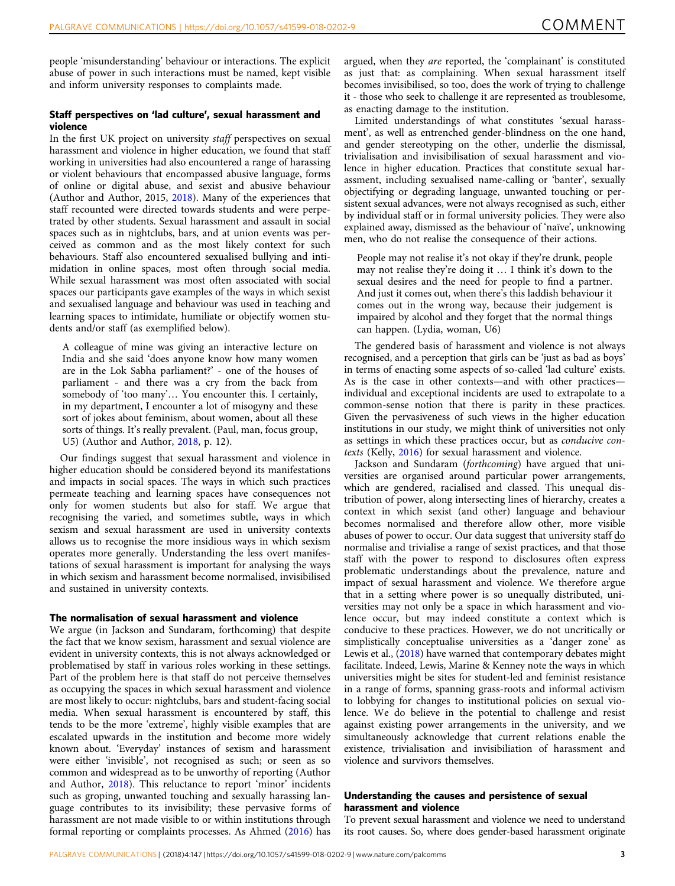people 'misunderstanding' behaviour or interactions. The explicit abuse of power in such interactions must be named, kept visible and inform university responses to complaints made.

### Staff perspectives on 'lad culture', sexual harassment and violence

In the first UK project on university *staff* perspectives on sexual harassment and violence in higher education, we found that staff working in universities had also encountered a range of harassing or violent behaviours that encompassed abusive language, forms of online or digital abuse, and sexist and abusive behaviour (Author and Author, 2015, 2018). Many of the experiences that staff recounted were directed towards students and were perpetrated by other students. Sexual harassment and assault in social spaces such as in nightclubs, bars, and at union events was perceived as common and as the most likely context for such behaviours. Staff also encountered sexualised bullying and intimidation in online spaces, most often through social media. While sexual harassment was most often associated with social spaces our participants gave examples of the ways in which sexist and sexualised language and behaviour was used in teaching and learning spaces to intimidate, humiliate or objectify women students and/or staff (as exemplified below).

> A colleague of mine was giving an interactive lecture on India and she said 'does anyone know how many women are in the Lok Sabha parliament?' - one of the houses of parliament - and there was a cry from the back from somebody of 'too many'… You encounter this. I certainly, in my department, I encounter a lot of misogyny and these sort of jokes about feminism, about women, about all these sorts of things. It's really prevalent. (Paul, man, focus group, U5) (Author and Author, 2018, p. 12).

Our findings suggest that sexual harassment and violence in higher education should be considered beyond its manifestations and impacts in social spaces. The ways in which such practices permeate teaching and learning spaces have consequences not only for women students but also for staff. We argue that recognising the varied, and sometimes subtle, ways in which sexism and sexual harassment are used in university contexts allows us to recognise the more insidious ways in which sexism operates more generally. Understanding the less overt manifestations of sexual harassment is important for analysing the ways in which sexism and harassment become normalised, invisibilised and sustained in university contexts.

### The normalisation of sexual harassment and violence

We argue (in Jackson and Sundaram, forthcoming) that despite the fact that we know sexism, harassment and sexual violence are evident in university contexts, this is not always acknowledged or problematised by staff in various roles working in these settings. Part of the problem here is that staff do not perceive themselves as occupying the spaces in which sexual harassment and violence are most likely to occur: nightclubs, bars and student-facing social media. When sexual harassment is encountered by staff, this tends to be the more 'extreme', highly visible examples that are escalated upwards in the institution and become more widely known about. 'Everyday' instances of sexism and harassment were either 'invisible', not recognised as such; or seen as so common and widespread as to be unworthy of reporting (Author and Author, 2018). This reluctance to report 'minor' incidents such as groping, unwanted touching and sexually harassing language contributes to its invisibility; these pervasive forms of harassment are not made visible to or within institutions through formal reporting or complaints processes. As Ahmed (2016) has argued, when they *are* reported, the 'complainant' is constituted as just that: as complaining. When sexual harassment itself becomes invisibilised, so too, does the work of trying to challenge it - those who seek to challenge it are represented as troublesome, as enacting damage to the institution.

Limited understandings of what constitutes 'sexual harassment', as well as entrenched gender-blindness on the one hand, and gender stereotyping on the other, underlie the dismissal, trivialisation and invisibilisation of sexual harassment and violence in higher education. Practices that constitute sexual harassment, including sexualised name-calling or 'banter', sexually objectifying or degrading language, unwanted touching or persistent sexual advances, were not always recognised as such, either by individual staff or in formal university policies. They were also explained away, dismissed as the behaviour of 'naïve', unknowing men, who do not realise the consequence of their actions.

> People may not realise it's not okay if they're drunk, people may not realise they're doing it … I think it's down to the sexual desires and the need for people to find a partner. And just it comes out, when there's this laddish behaviour it comes out in the wrong way, because their judgement is impaired by alcohol and they forget that the normal things can happen. (Lydia, woman, U6)

The gendered basis of harassment and violence is not always recognised, and a perception that girls can be 'just as bad as boys' in terms of enacting some aspects of so-called 'lad culture' exists. As is the case in other contexts—and with other practices—individual and exceptional incidents are used to extrapolate to a common-sense notion that there is parity in these practices. Given the pervasiveness of such views in the higher education institutions in our study, we might think of universities not only as settings in which these practices occur, but as *conducive contexts* (Kelly, 2016) for sexual harassment and violence.

Jackson and Sundaram (*forthcoming*) have argued that universities are organised around particular power arrangements, which are gendered, racialised and classed. This unequal distribution of power, along intersecting lines of hierarchy, creates a context in which sexist (and other) language and behaviour becomes normalised and therefore allow other, more visible abuses of power to occur. Our data suggest that university staff do normalise and trivialise a range of sexist practices, and that those staff with the power to respond to disclosures often express problematic understandings about the prevalence, nature and impact of sexual harassment and violence. We therefore argue that in a setting where power is so unequally distributed, universities may not only be a space in which harassment and violence occur, but may indeed constitute a context which is conducive to these practices. However, we do not uncritically or simplistically conceptualise universities as a 'danger zone' as Lewis et al., (2018) have warned that contemporary debates might facilitate. Indeed, Lewis, Marine & Kenney note the ways in which universities might be sites for student-led and feminist resistance in a range of forms, spanning grass-roots and informal activism to lobbying for changes to institutional policies on sexual violence. We do believe in the potential to challenge and resist against existing power arrangements in the university, and we simultaneously acknowledge that current relations enable the existence, trivialisation and invisibiliation of harassment and violence and survivors themselves.

### Understanding the causes and persistence of sexual harassment and violence

To prevent sexual harassment and violence we need to understand its root causes. So, where does gender-based harassment originate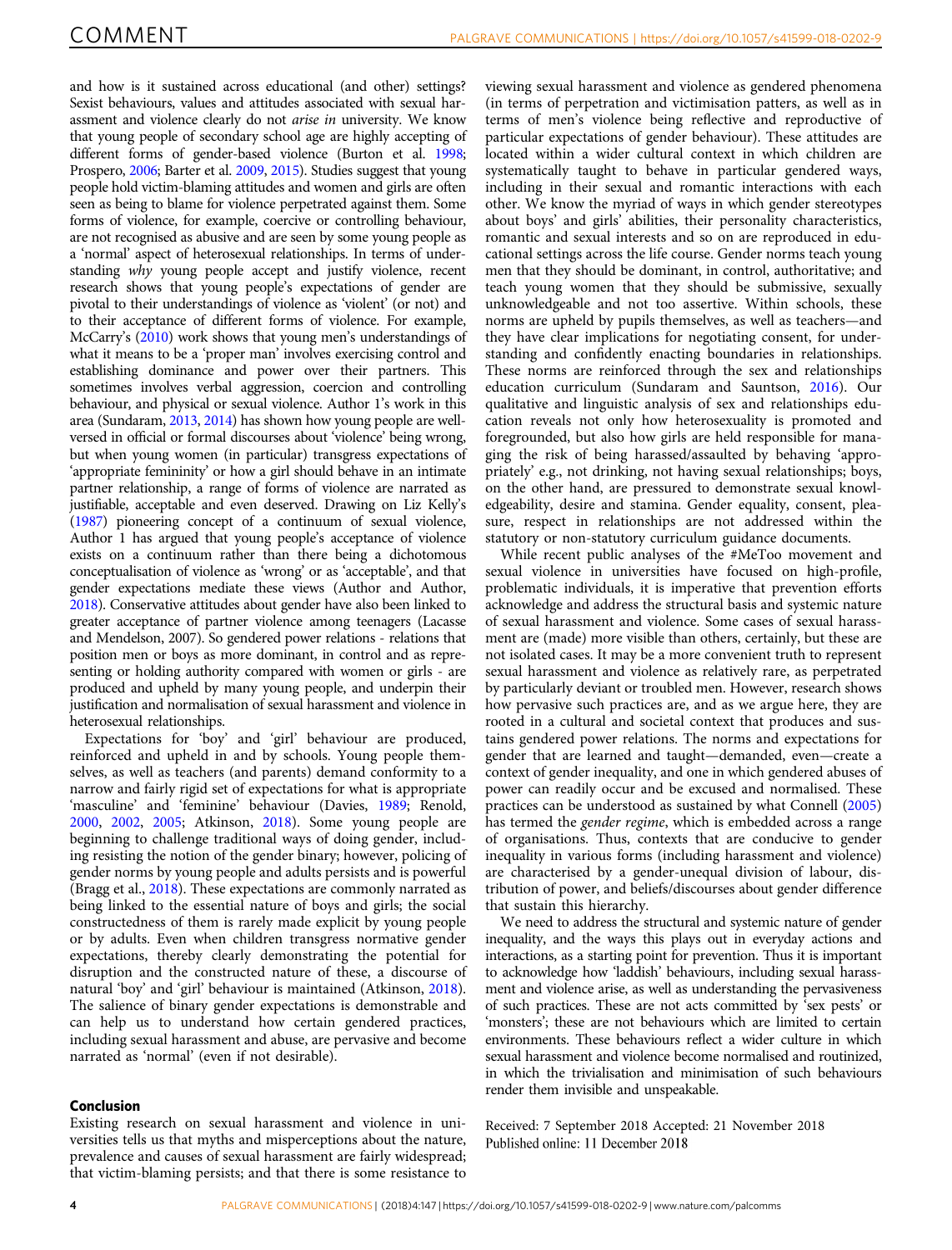and how is it sustained across educational (and other) settings? Sexist behaviours, values and attitudes associated with sexual harassment and violence clearly do not *arise in* university. We know that young people of secondary school age are highly accepting of different forms of gender-based violence (Burton et al. 1998; Prospero, 2006; Barter et al. 2009, 2015). Studies suggest that young people hold victim-blaming attitudes and women and girls are often seen as being to blame for violence perpetrated against them. Some forms of violence, for example, coercive or controlling behaviour, are not recognised as abusive and are seen by some young people as a 'normal' aspect of heterosexual relationships. In terms of understanding *why* young people accept and justify violence, recent research shows that young people's expectations of gender are pivotal to their understandings of violence as 'violent' (or not) and to their acceptance of different forms of violence. For example, McCarry's (2010) work shows that young men's understandings of what it means to be a 'proper man' involves exercising control and establishing dominance and power over their partners. This sometimes involves verbal aggression, coercion and controlling behaviour, and physical or sexual violence. Author 1's work in this area (Sundaram, 2013, 2014) has shown how young people are well-versed in official or formal discourses about 'violence' being wrong, but when young women (in particular) transgress expectations of 'appropriate femininity' or how a girl should behave in an intimate partner relationship, a range of forms of violence are narrated as justifiable, acceptable and even deserved. Drawing on Liz Kelly's (1987) pioneering concept of a continuum of sexual violence, Author 1 has argued that young people's acceptance of violence exists on a continuum rather than there being a dichotomous conceptualisation of violence as 'wrong' or as 'acceptable', and that gender expectations mediate these views (Author and Author, 2018). Conservative attitudes about gender have also been linked to greater acceptance of partner violence among teenagers (Lacasse and Mendelson, 2007). So gendered power relations - relations that position men or boys as more dominant, in control and as representing or holding authority compared with women or girls - are produced and upheld by many young people, and underpin their justification and normalisation of sexual harassment and violence in heterosexual relationships.

Expectations for 'boy' and 'girl' behaviour are produced, reinforced and upheld in and by schools. Young people themselves, as well as teachers (and parents) demand conformity to a narrow and fairly rigid set of expectations for what is appropriate 'masculine' and 'feminine' behaviour (Davies, 1989; Renold, 2000, 2002, 2005; Atkinson, 2018). Some young people are beginning to challenge traditional ways of doing gender, including resisting the notion of the gender binary; however, policing of gender norms by young people and adults persists and is powerful (Bragg et al., 2018). These expectations are commonly narrated as being linked to the essential nature of boys and girls; the social constructedness of them is rarely made explicit by young people or by adults. Even when children transgress normative gender expectations, thereby clearly demonstrating the potential for disruption and the constructed nature of these, a discourse of natural 'boy' and 'girl' behaviour is maintained (Atkinson, 2018). The salience of binary gender expectations is demonstrable and can help us to understand how certain gendered practices, including sexual harassment and abuse, are pervasive and become narrated as 'normal' (even if not desirable).

## Conclusion

Existing research on sexual harassment and violence in universities tells us that myths and misperceptions about the nature, prevalence and causes of sexual harassment are fairly widespread; that victim-blaming persists; and that there is some resistance to viewing sexual harassment and violence as gendered phenomena (in terms of perpetration and victimisation patters, as well as in terms of men's violence being reflective and reproductive of particular expectations of gender behaviour). These attitudes are located within a wider cultural context in which children are systematically taught to behave in particular gendered ways, including in their sexual and romantic interactions with each other. We know the myriad of ways in which gender stereotypes about boys' and girls' abilities, their personality characteristics, romantic and sexual interests and so on are reproduced in educational settings across the life course. Gender norms teach young men that they should be dominant, in control, authoritative; and teach young women that they should be submissive, sexually unknowledgeable and not too assertive. Within schools, these norms are upheld by pupils themselves, as well as teachers—and they have clear implications for negotiating consent, for understanding and confidently enacting boundaries in relationships. These norms are reinforced through the sex and relationships education curriculum (Sundaram and Sauntson, 2016). Our qualitative and linguistic analysis of sex and relationships education reveals not only how heterosexuality is promoted and foregrounded, but also how girls are held responsible for managing the risk of being harassed/assaulted by behaving 'appropriately' e.g., not drinking, not having sexual relationships; boys, on the other hand, are pressured to demonstrate sexual knowledgeability, desire and stamina. Gender equality, consent, pleasure, respect in relationships are not addressed within the statutory or non-statutory curriculum guidance documents.

While recent public analyses of the #MeToo movement and sexual violence in universities have focused on high-profile, problematic individuals, it is imperative that prevention efforts acknowledge and address the structural basis and systemic nature of sexual harassment and violence. Some cases of sexual harassment are (made) more visible than others, certainly, but these are not isolated cases. It may be a more convenient truth to represent sexual harassment and violence as relatively rare, as perpetrated by particularly deviant or troubled men. However, research shows how pervasive such practices are, and as we argue here, they are rooted in a cultural and societal context that produces and sustains gendered power relations. The norms and expectations for gender that are learned and taught—demanded, even—create a context of gender inequality, and one in which gendered abuses of power can readily occur and be excused and normalised. These practices can be understood as sustained by what Connell (2005) has termed the *gender regime*, which is embedded across a range of organisations. Thus, contexts that are conducive to gender inequality in various forms (including harassment and violence) are characterised by a gender-unequal division of labour, distribution of power, and beliefs/discourses about gender difference that sustain this hierarchy.

We need to address the structural and systemic nature of gender inequality, and the ways this plays out in everyday actions and interactions, as a starting point for prevention. Thus it is important to acknowledge how 'laddish' behaviours, including sexual harassment and violence arise, as well as understanding the pervasiveness of such practices. These are not acts committed by 'sex pests' or 'monsters'; these are not behaviours which are limited to certain environments. These behaviours reflect a wider culture in which sexual harassment and violence become normalised and routinized, in which the trivialisation and minimisation of such behaviours render them invisible and unspeakable.

Received: 7 September 2018 Accepted: 21 November 2018
Published online: 11 December 2018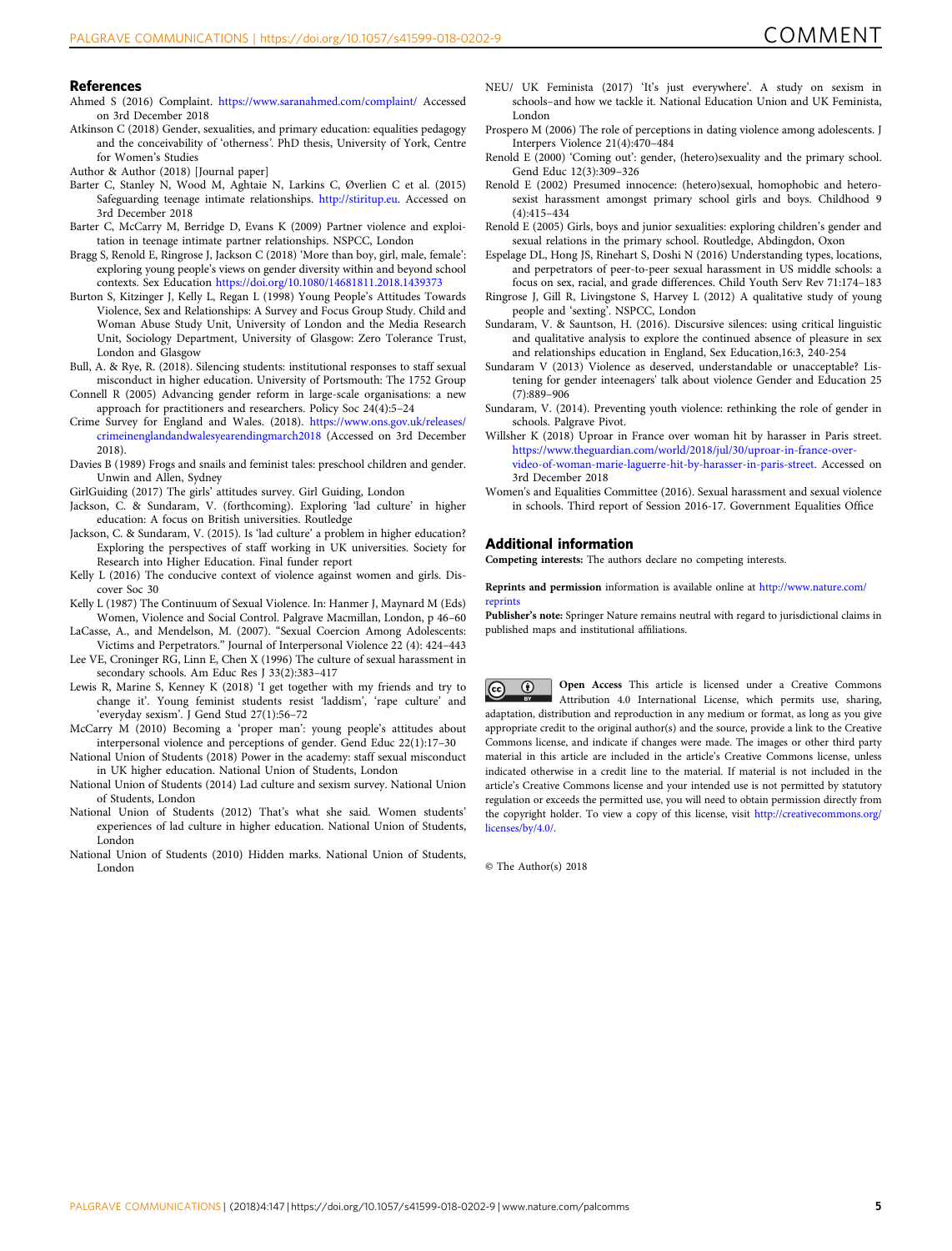## References

Ahmed S (2016) Complaint. https://www.saranahmed.com/complaint/ Accessed on 3rd December 2018

Atkinson C (2018) Gender, sexualities, and primary education: equalities pedagogy and the conceivability of 'otherness'. PhD thesis, University of York, Centre for Women's Studies

Author & Author (2018) [Journal paper]

Barter C, Stanley N, Wood M, Aghtaie N, Larkins C, Øverlien C et al. (2015) Safeguarding teenage intimate relationships. http://stiritup.eu. Accessed on 3rd December 2018

Barter C, McCarry M, Berridge D, Evans K (2009) Partner violence and exploitation in teenage intimate partner relationships. NSPCC, London

Bragg S, Renold E, Ringrose J, Jackson C (2018) 'More than boy, girl, male, female': exploring young people's views on gender diversity within and beyond school contexts. Sex Education https://doi.org/10.1080/14681811.2018.1439373

Burton S, Kitzinger J, Kelly L, Regan L (1998) Young People's Attitudes Towards Violence, Sex and Relationships: A Survey and Focus Group Study. Child and Woman Abuse Study Unit, University of London and the Media Research Unit, Sociology Department, University of Glasgow: Zero Tolerance Trust, London and Glasgow

Bull, A. & Rye, R. (2018). Silencing students: institutional responses to staff sexual misconduct in higher education. University of Portsmouth: The 1752 Group

Connell R (2005) Advancing gender reform in large-scale organisations: a new approach for practitioners and researchers. Policy Soc 24(4):5–24

Crime Survey for England and Wales. (2018). https://www.ons.gov.uk/releases/crimeinenglandandwalesyearendingmarch2018 (Accessed on 3rd December 2018).

Davies B (1989) Frogs and snails and feminist tales: preschool children and gender. Unwin and Allen, Sydney

GirlGuiding (2017) The girls' attitudes survey. Girl Guiding, London

Jackson, C. & Sundaram, V. (forthcoming). Exploring 'lad culture' in higher education: A focus on British universities. Routledge

Jackson, C. & Sundaram, V. (2015). Is 'lad culture' a problem in higher education? Exploring the perspectives of staff working in UK universities. Society for Research into Higher Education. Final funder report

Kelly L (2016) The conducive context of violence against women and girls. Discover Soc 30

Kelly L (1987) The Continuum of Sexual Violence. In: Hanmer J, Maynard M (Eds) Women, Violence and Social Control. Palgrave Macmillan, London, p 46–60

LaCasse, A., and Mendelson, M. (2007). "Sexual Coercion Among Adolescents: Victims and Perpetrators." Journal of Interpersonal Violence 22 (4): 424–443

Lee VE, Croninger RG, Linn E, Chen X (1996) The culture of sexual harassment in secondary schools. Am Educ Res J 33(2):383–417

Lewis R, Marine S, Kenney K (2018) 'I get together with my friends and try to change it'. Young feminist students resist 'laddism', 'rape culture' and 'everyday sexism'. J Gend Stud 27(1):56–72

McCarry M (2010) Becoming a 'proper man': young people's attitudes about interpersonal violence and perceptions of gender. Gend Educ 22(1):17–30

National Union of Students (2018) Power in the academy: staff sexual misconduct in UK higher education. National Union of Students, London

National Union of Students (2014) Lad culture and sexism survey. National Union of Students, London

National Union of Students (2012) That's what she said. Women students' experiences of lad culture in higher education. National Union of Students, London

National Union of Students (2010) Hidden marks. National Union of Students, London

NEU/ UK Feminista (2017) 'It's just everywhere'. A study on sexism in schools–and how we tackle it. National Education Union and UK Feminista, London

Prospero M (2006) The role of perceptions in dating violence among adolescents. J Interpers Violence 21(4):470–484

Renold E (2000) 'Coming out': gender, (hetero)sexuality and the primary school. Gend Educ 12(3):309–326

Renold E (2002) Presumed innocence: (hetero)sexual, homophobic and heterosexist harassment amongst primary school girls and boys. Childhood 9 (4):415–434

Renold E (2005) Girls, boys and junior sexualities: exploring children's gender and sexual relations in the primary school. Routledge, Abdingdon, Oxon

Espelage DL, Hong JS, Rinehart S, Doshi N (2016) Understanding types, locations, and perpetrators of peer-to-peer sexual harassment in US middle schools: a focus on sex, racial, and grade differences. Child Youth Serv Rev 71:174–183

Ringrose J, Gill R, Livingstone S, Harvey L (2012) A qualitative study of young people and 'sexting'. NSPCC, London

Sundaram, V. & Sauntson, H. (2016). Discursive silences: using critical linguistic and qualitative analysis to explore the continued absence of pleasure in sex and relationships education in England, Sex Education,16:3, 240-254

Sundaram V (2013) Violence as deserved, understandable or unacceptable? Listening for gender in inteenagers' talk about violence Gender and Education 25 (7):889–906

Sundaram, V. (2014). Preventing youth violence: rethinking the role of gender in schools. Palgrave Pivot.

Willsher K (2018) Uproar in France over woman hit by harasser in Paris street. https://www.theguardian.com/world/2018/jul/30/uproar-in-france-over-video-of-woman-marie-laguerre-hit-by-harasser-in-paris-street. Accessed on 3rd December 2018

Women's and Equalities Committee (2016). Sexual harassment and sexual violence in schools. Third report of Session 2016-17. Government Equalities Office

## Additional information

**Competing interests:** The authors declare no competing interests.

**Reprints and permission** information is available online at http://www.nature.com/reprints

**Publisher's note:** Springer Nature remains neutral with regard to jurisdictional claims in published maps and institutional affiliations.

**Open Access** This article is licensed under a Creative Commons Attribution 4.0 International License, which permits use, sharing, adaptation, distribution and reproduction in any medium or format, as long as you give appropriate credit to the original author(s) and the source, provide a link to the Creative Commons license, and indicate if changes were made. The images or other third party material in this article are included in the article's Creative Commons license, unless indicated otherwise in a credit line to the material. If material is not included in the article's Creative Commons license and your intended use is not permitted by statutory regulation or exceeds the permitted use, you will need to obtain permission directly from the copyright holder. To view a copy of this license, visit http://creativecommons.org/licenses/by/4.0/.

© The Author(s) 2018